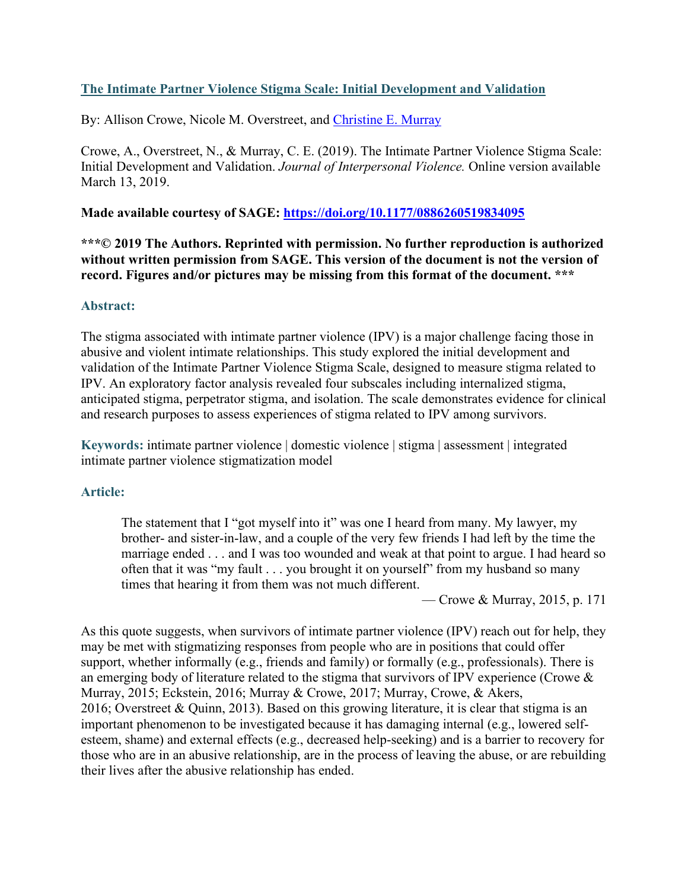## [The Intimate Partner Violence Stigma Scale: Initial Development and Validation](https://doi.org/10.1177/0886260519834095)

By: Allison Crowe, Nicole M. Overstreet, and Christine E. Murray

Crowe, A., Overstreet, N., & Murray, C. E. (2019). The Intimate Partner Violence Stigma Scale: Initial Development and Validation. *Journal of Interpersonal Violence.* Online version available March 13, 2019.

**Made available courtesy of SAGE: [https://doi.org/10.1177/0886260519834095](https://doi.org/10.1177/0886260519834095)**

**\*\*\*© 2019 The Authors. Reprinted with permission. No further reproduction is authorized without written permission from SAGE. This version of the document is not the version of record. Figures and/or pictures may be missing from this format of the document. \*\*\***

### Abstract:

The stigma associated with intimate partner violence (IPV) is a major challenge facing those in abusive and violent intimate relationships. This study explored the initial development and validation of the Intimate Partner Violence Stigma Scale, designed to measure stigma related to IPV. An exploratory factor analysis revealed four subscales including internalized stigma, anticipated stigma, perpetrator stigma, and isolation. The scale demonstrates evidence for clinical and research purposes to assess experiences of stigma related to IPV among survivors.

**Keywords:** intimate partner violence | domestic violence | stigma | assessment | integrated intimate partner violence stigmatization model

### Article:

> The statement that I "got myself into it" was one I heard from many. My lawyer, my brother- and sister-in-law, and a couple of the very few friends I had left by the time the marriage ended . . . and I was too wounded and weak at that point to argue. I had heard so often that it was "my fault . . . you brought it on yourself" from my husband so many times that hearing it from them was not much different.
>
> — Crowe & Murray, 2015, p. 171

As this quote suggests, when survivors of intimate partner violence (IPV) reach out for help, they may be met with stigmatizing responses from people who are in positions that could offer support, whether informally (e.g., friends and family) or formally (e.g., professionals). There is an emerging body of literature related to the stigma that survivors of IPV experience (Crowe & Murray, 2015; Eckstein, 2016; Murray & Crowe, 2017; Murray, Crowe, & Akers, 2016; Overstreet & Quinn, 2013). Based on this growing literature, it is clear that stigma is an important phenomenon to be investigated because it has damaging internal (e.g., lowered self-esteem, shame) and external effects (e.g., decreased help-seeking) and is a barrier to recovery for those who are in an abusive relationship, are in the process of leaving the abuse, or are rebuilding their lives after the abusive relationship has ended.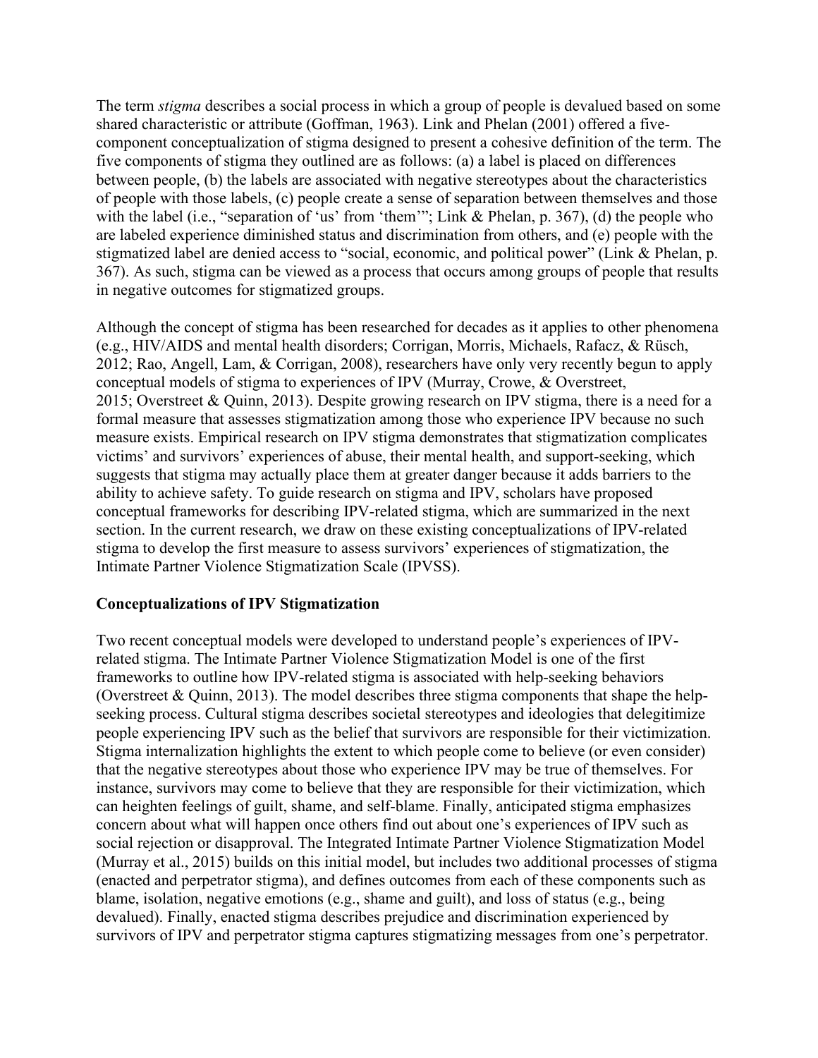The term *stigma* describes a social process in which a group of people is devalued based on some shared characteristic or attribute (Goffman, 1963). Link and Phelan (2001) offered a five-component conceptualization of stigma designed to present a cohesive definition of the term. The five components of stigma they outlined are as follows: (a) a label is placed on differences between people, (b) the labels are associated with negative stereotypes about the characteristics of people with those labels, (c) people create a sense of separation between themselves and those with the label (i.e., "separation of 'us' from 'them'"; Link & Phelan, p. 367), (d) the people who are labeled experience diminished status and discrimination from others, and (e) people with the stigmatized label are denied access to "social, economic, and political power" (Link & Phelan, p. 367). As such, stigma can be viewed as a process that occurs among groups of people that results in negative outcomes for stigmatized groups.

Although the concept of stigma has been researched for decades as it applies to other phenomena (e.g., HIV/AIDS and mental health disorders; Corrigan, Morris, Michaels, Rafacz, & Rüsch, 2012; Rao, Angell, Lam, & Corrigan, 2008), researchers have only very recently begun to apply conceptual models of stigma to experiences of IPV (Murray, Crowe, & Overstreet, 2015; Overstreet & Quinn, 2013). Despite growing research on IPV stigma, there is a need for a formal measure that assesses stigmatization among those who experience IPV because no such measure exists. Empirical research on IPV stigma demonstrates that stigmatization complicates victims' and survivors' experiences of abuse, their mental health, and support-seeking, which suggests that stigma may actually place them at greater danger because it adds barriers to the ability to achieve safety. To guide research on stigma and IPV, scholars have proposed conceptual frameworks for describing IPV-related stigma, which are summarized in the next section. In the current research, we draw on these existing conceptualizations of IPV-related stigma to develop the first measure to assess survivors' experiences of stigmatization, the Intimate Partner Violence Stigmatization Scale (IPVSS).

## Conceptualizations of IPV Stigmatization

Two recent conceptual models were developed to understand people's experiences of IPV-related stigma. The Intimate Partner Violence Stigmatization Model is one of the first frameworks to outline how IPV-related stigma is associated with help-seeking behaviors (Overstreet & Quinn, 2013). The model describes three stigma components that shape the help-seeking process. Cultural stigma describes societal stereotypes and ideologies that delegitimize people experiencing IPV such as the belief that survivors are responsible for their victimization. Stigma internalization highlights the extent to which people come to believe (or even consider) that the negative stereotypes about those who experience IPV may be true of themselves. For instance, survivors may come to believe that they are responsible for their victimization, which can heighten feelings of guilt, shame, and self-blame. Finally, anticipated stigma emphasizes concern about what will happen once others find out about one's experiences of IPV such as social rejection or disapproval. The Integrated Intimate Partner Violence Stigmatization Model (Murray et al., 2015) builds on this initial model, but includes two additional processes of stigma (enacted and perpetrator stigma), and defines outcomes from each of these components such as blame, isolation, negative emotions (e.g., shame and guilt), and loss of status (e.g., being devalued). Finally, enacted stigma describes prejudice and discrimination experienced by survivors of IPV and perpetrator stigma captures stigmatizing messages from one's perpetrator.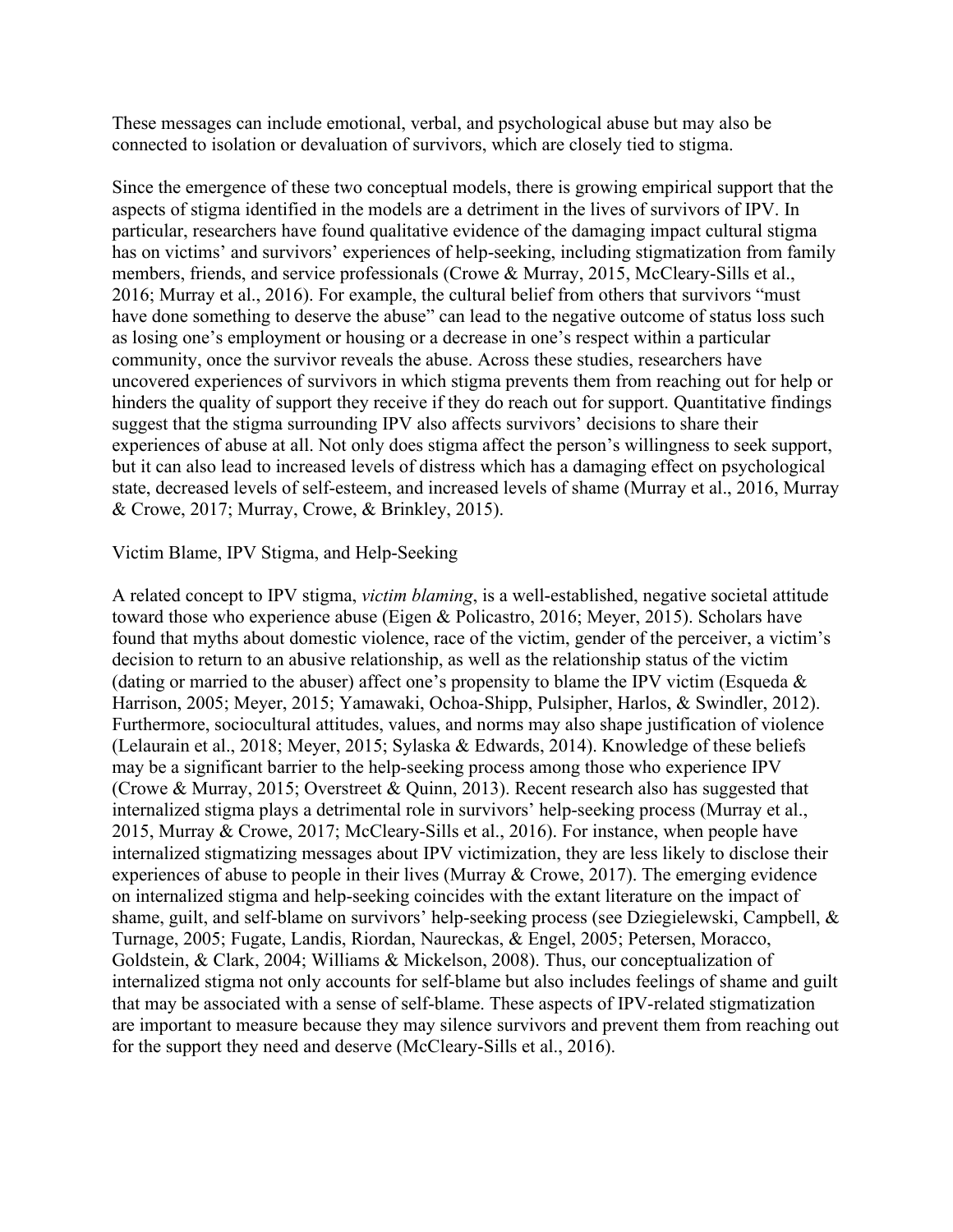These messages can include emotional, verbal, and psychological abuse but may also be connected to isolation or devaluation of survivors, which are closely tied to stigma.

Since the emergence of these two conceptual models, there is growing empirical support that the aspects of stigma identified in the models are a detriment in the lives of survivors of IPV. In particular, researchers have found qualitative evidence of the damaging impact cultural stigma has on victims' and survivors' experiences of help-seeking, including stigmatization from family members, friends, and service professionals (Crowe & Murray, 2015, McCleary-Sills et al., 2016; Murray et al., 2016). For example, the cultural belief from others that survivors "must have done something to deserve the abuse" can lead to the negative outcome of status loss such as losing one's employment or housing or a decrease in one's respect within a particular community, once the survivor reveals the abuse. Across these studies, researchers have uncovered experiences of survivors in which stigma prevents them from reaching out for help or hinders the quality of support they receive if they do reach out for support. Quantitative findings suggest that the stigma surrounding IPV also affects survivors' decisions to share their experiences of abuse at all. Not only does stigma affect the person's willingness to seek support, but it can also lead to increased levels of distress which has a damaging effect on psychological state, decreased levels of self-esteem, and increased levels of shame (Murray et al., 2016, Murray & Crowe, 2017; Murray, Crowe, & Brinkley, 2015).

## Victim Blame, IPV Stigma, and Help-Seeking

A related concept to IPV stigma, *victim blaming*, is a well-established, negative societal attitude toward those who experience abuse (Eigen & Policastro, 2016; Meyer, 2015). Scholars have found that myths about domestic violence, race of the victim, gender of the perceiver, a victim's decision to return to an abusive relationship, as well as the relationship status of the victim (dating or married to the abuser) affect one's propensity to blame the IPV victim (Esqueda & Harrison, 2005; Meyer, 2015; Yamawaki, Ochoa-Shipp, Pulsipher, Harlos, & Swindler, 2012). Furthermore, sociocultural attitudes, values, and norms may also shape justification of violence (Lelaurain et al., 2018; Meyer, 2015; Sylaska & Edwards, 2014). Knowledge of these beliefs may be a significant barrier to the help-seeking process among those who experience IPV (Crowe & Murray, 2015; Overstreet & Quinn, 2013). Recent research also has suggested that internalized stigma plays a detrimental role in survivors' help-seeking process (Murray et al., 2015, Murray & Crowe, 2017; McCleary-Sills et al., 2016). For instance, when people have internalized stigmatizing messages about IPV victimization, they are less likely to disclose their experiences of abuse to people in their lives (Murray & Crowe, 2017). The emerging evidence on internalized stigma and help-seeking coincides with the extant literature on the impact of shame, guilt, and self-blame on survivors' help-seeking process (see Dziegielewski, Campbell, & Turnage, 2005; Fugate, Landis, Riordan, Naureckas, & Engel, 2005; Petersen, Moracco, Goldstein, & Clark, 2004; Williams & Mickelson, 2008). Thus, our conceptualization of internalized stigma not only accounts for self-blame but also includes feelings of shame and guilt that may be associated with a sense of self-blame. These aspects of IPV-related stigmatization are important to measure because they may silence survivors and prevent them from reaching out for the support they need and deserve (McCleary-Sills et al., 2016).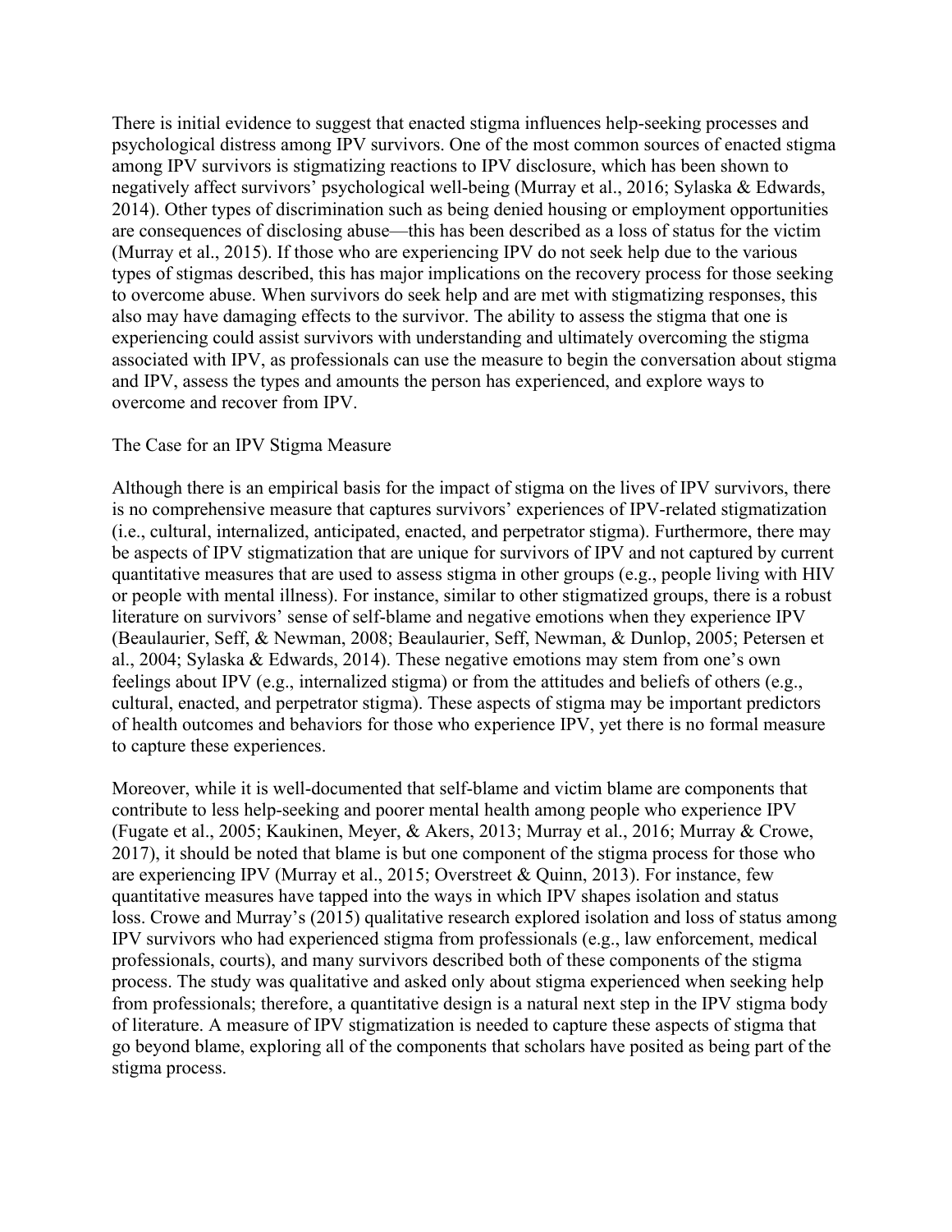There is initial evidence to suggest that enacted stigma influences help-seeking processes and psychological distress among IPV survivors. One of the most common sources of enacted stigma among IPV survivors is stigmatizing reactions to IPV disclosure, which has been shown to negatively affect survivors' psychological well-being (Murray et al., 2016; Sylaska & Edwards, 2014). Other types of discrimination such as being denied housing or employment opportunities are consequences of disclosing abuse—this has been described as a loss of status for the victim (Murray et al., 2015). If those who are experiencing IPV do not seek help due to the various types of stigmas described, this has major implications on the recovery process for those seeking to overcome abuse. When survivors do seek help and are met with stigmatizing responses, this also may have damaging effects to the survivor. The ability to assess the stigma that one is experiencing could assist survivors with understanding and ultimately overcoming the stigma associated with IPV, as professionals can use the measure to begin the conversation about stigma and IPV, assess the types and amounts the person has experienced, and explore ways to overcome and recover from IPV.

## The Case for an IPV Stigma Measure

Although there is an empirical basis for the impact of stigma on the lives of IPV survivors, there is no comprehensive measure that captures survivors' experiences of IPV-related stigmatization (i.e., cultural, internalized, anticipated, enacted, and perpetrator stigma). Furthermore, there may be aspects of IPV stigmatization that are unique for survivors of IPV and not captured by current quantitative measures that are used to assess stigma in other groups (e.g., people living with HIV or people with mental illness). For instance, similar to other stigmatized groups, there is a robust literature on survivors' sense of self-blame and negative emotions when they experience IPV (Beaulaurier, Seff, & Newman, 2008; Beaulaurier, Seff, Newman, & Dunlop, 2005; Petersen et al., 2004; Sylaska & Edwards, 2014). These negative emotions may stem from one's own feelings about IPV (e.g., internalized stigma) or from the attitudes and beliefs of others (e.g., cultural, enacted, and perpetrator stigma). These aspects of stigma may be important predictors of health outcomes and behaviors for those who experience IPV, yet there is no formal measure to capture these experiences.

Moreover, while it is well-documented that self-blame and victim blame are components that contribute to less help-seeking and poorer mental health among people who experience IPV (Fugate et al., 2005; Kaukinen, Meyer, & Akers, 2013; Murray et al., 2016; Murray & Crowe, 2017), it should be noted that blame is but one component of the stigma process for those who are experiencing IPV (Murray et al., 2015; Overstreet & Quinn, 2013). For instance, few quantitative measures have tapped into the ways in which IPV shapes isolation and status loss. Crowe and Murray's (2015) qualitative research explored isolation and loss of status among IPV survivors who had experienced stigma from professionals (e.g., law enforcement, medical professionals, courts), and many survivors described both of these components of the stigma process. The study was qualitative and asked only about stigma experienced when seeking help from professionals; therefore, a quantitative design is a natural next step in the IPV stigma body of literature. A measure of IPV stigmatization is needed to capture these aspects of stigma that go beyond blame, exploring all of the components that scholars have posited as being part of the stigma process.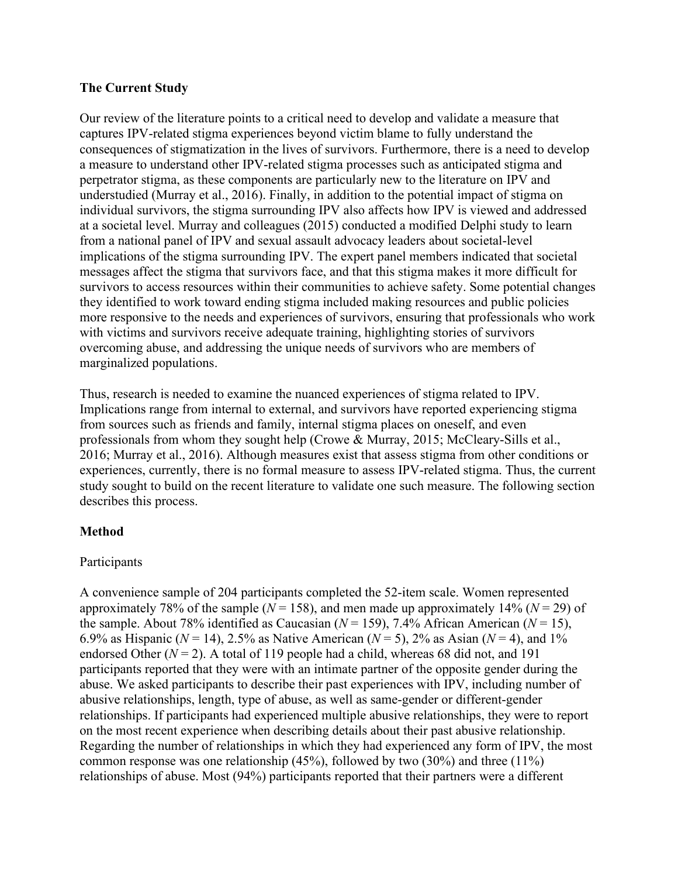## The Current Study

Our review of the literature points to a critical need to develop and validate a measure that captures IPV-related stigma experiences beyond victim blame to fully understand the consequences of stigmatization in the lives of survivors. Furthermore, there is a need to develop a measure to understand other IPV-related stigma processes such as anticipated stigma and perpetrator stigma, as these components are particularly new to the literature on IPV and understudied (Murray et al., 2016). Finally, in addition to the potential impact of stigma on individual survivors, the stigma surrounding IPV also affects how IPV is viewed and addressed at a societal level. Murray and colleagues (2015) conducted a modified Delphi study to learn from a national panel of IPV and sexual assault advocacy leaders about societal-level implications of the stigma surrounding IPV. The expert panel members indicated that societal messages affect the stigma that survivors face, and that this stigma makes it more difficult for survivors to access resources within their communities to achieve safety. Some potential changes they identified to work toward ending stigma included making resources and public policies more responsive to the needs and experiences of survivors, ensuring that professionals who work with victims and survivors receive adequate training, highlighting stories of survivors overcoming abuse, and addressing the unique needs of survivors who are members of marginalized populations.

Thus, research is needed to examine the nuanced experiences of stigma related to IPV. Implications range from internal to external, and survivors have reported experiencing stigma from sources such as friends and family, internal stigma places on oneself, and even professionals from whom they sought help (Crowe & Murray, 2015; McCleary-Sills et al., 2016; Murray et al., 2016). Although measures exist that assess stigma from other conditions or experiences, currently, there is no formal measure to assess IPV-related stigma. Thus, the current study sought to build on the recent literature to validate one such measure. The following section describes this process.

## Method

### Participants

A convenience sample of 204 participants completed the 52-item scale. Women represented approximately 78% of the sample (*N* = 158), and men made up approximately 14% (*N* = 29) of the sample. About 78% identified as Caucasian (*N* = 159), 7.4% African American (*N* = 15), 6.9% as Hispanic (*N* = 14), 2.5% as Native American (*N* = 5), 2% as Asian (*N* = 4), and 1% endorsed Other (*N* = 2). A total of 119 people had a child, whereas 68 did not, and 191 participants reported that they were with an intimate partner of the opposite gender during the abuse. We asked participants to describe their past experiences with IPV, including number of abusive relationships, length, type of abuse, as well as same-gender or different-gender relationships. If participants had experienced multiple abusive relationships, they were to report on the most recent experience when describing details about their past abusive relationship. Regarding the number of relationships in which they had experienced any form of IPV, the most common response was one relationship (45%), followed by two (30%) and three (11%) relationships of abuse. Most (94%) participants reported that their partners were a different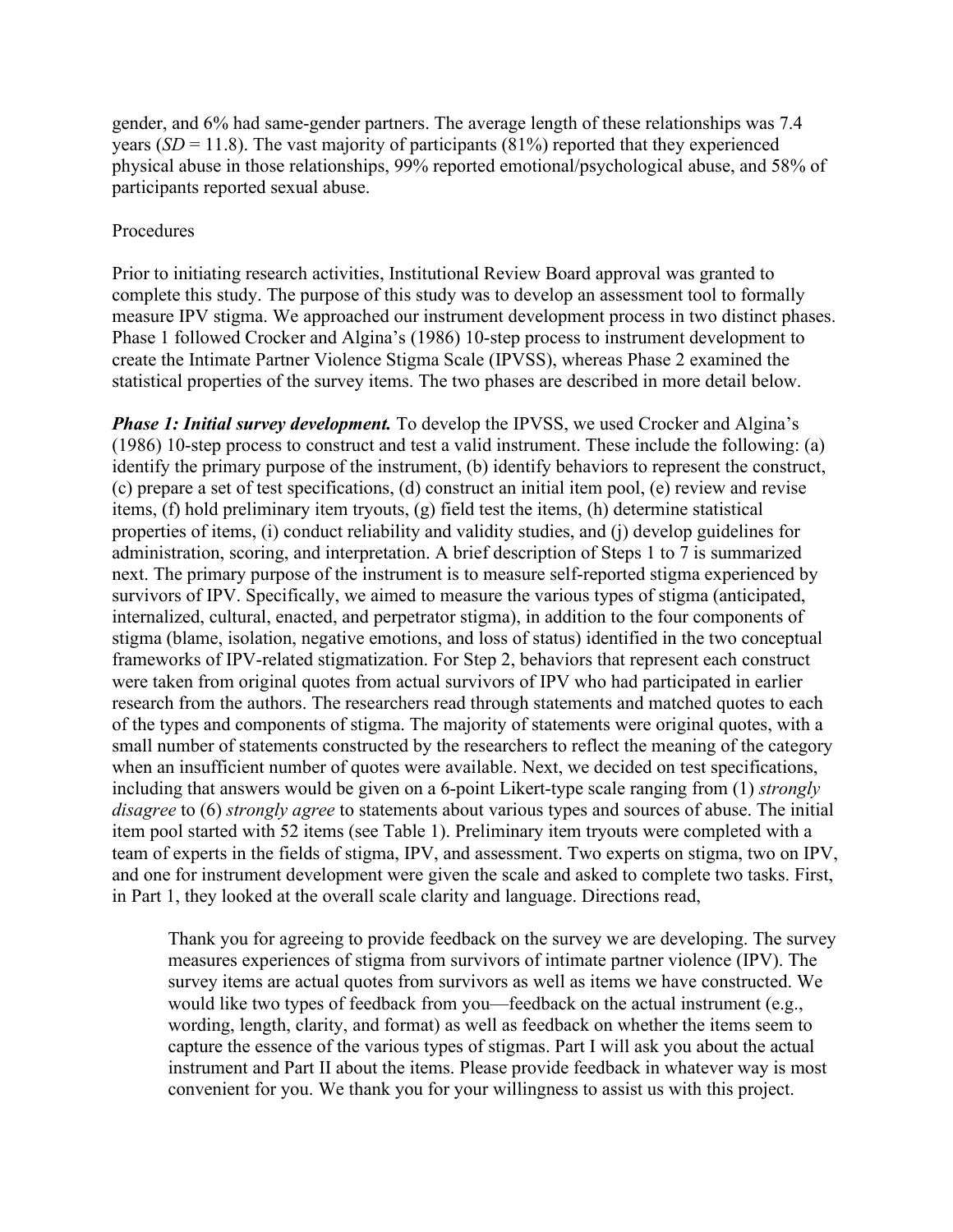gender, and 6% had same-gender partners. The average length of these relationships was 7.4 years (*SD* = 11.8). The vast majority of participants (81%) reported that they experienced physical abuse in those relationships, 99% reported emotional/psychological abuse, and 58% of participants reported sexual abuse.

## Procedures

Prior to initiating research activities, Institutional Review Board approval was granted to complete this study. The purpose of this study was to develop an assessment tool to formally measure IPV stigma. We approached our instrument development process in two distinct phases. Phase 1 followed Crocker and Algina's (1986) 10-step process to instrument development to create the Intimate Partner Violence Stigma Scale (IPVSS), whereas Phase 2 examined the statistical properties of the survey items. The two phases are described in more detail below.

***Phase 1: Initial survey development.*** To develop the IPVSS, we used Crocker and Algina's (1986) 10-step process to construct and test a valid instrument. These include the following: (a) identify the primary purpose of the instrument, (b) identify behaviors to represent the construct, (c) prepare a set of test specifications, (d) construct an initial item pool, (e) review and revise items, (f) hold preliminary item tryouts, (g) field test the items, (h) determine statistical properties of items, (i) conduct reliability and validity studies, and (j) develop guidelines for administration, scoring, and interpretation. A brief description of Steps 1 to 7 is summarized next. The primary purpose of the instrument is to measure self-reported stigma experienced by survivors of IPV. Specifically, we aimed to measure the various types of stigma (anticipated, internalized, cultural, enacted, and perpetrator stigma), in addition to the four components of stigma (blame, isolation, negative emotions, and loss of status) identified in the two conceptual frameworks of IPV-related stigmatization. For Step 2, behaviors that represent each construct were taken from original quotes from actual survivors of IPV who had participated in earlier research from the authors. The researchers read through statements and matched quotes to each of the types and components of stigma. The majority of statements were original quotes, with a small number of statements constructed by the researchers to reflect the meaning of the category when an insufficient number of quotes were available. Next, we decided on test specifications, including that answers would be given on a 6-point Likert-type scale ranging from (1) *strongly disagree* to (6) *strongly agree* to statements about various types and sources of abuse. The initial item pool started with 52 items (see Table 1). Preliminary item tryouts were completed with a team of experts in the fields of stigma, IPV, and assessment. Two experts on stigma, two on IPV, and one for instrument development were given the scale and asked to complete two tasks. First, in Part 1, they looked at the overall scale clarity and language. Directions read,

> Thank you for agreeing to provide feedback on the survey we are developing. The survey measures experiences of stigma from survivors of intimate partner violence (IPV). The survey items are actual quotes from survivors as well as items we have constructed. We would like two types of feedback from you—feedback on the actual instrument (e.g., wording, length, clarity, and format) as well as feedback on whether the items seem to capture the essence of the various types of stigmas. Part I will ask you about the actual instrument and Part II about the items. Please provide feedback in whatever way is most convenient for you. We thank you for your willingness to assist us with this project.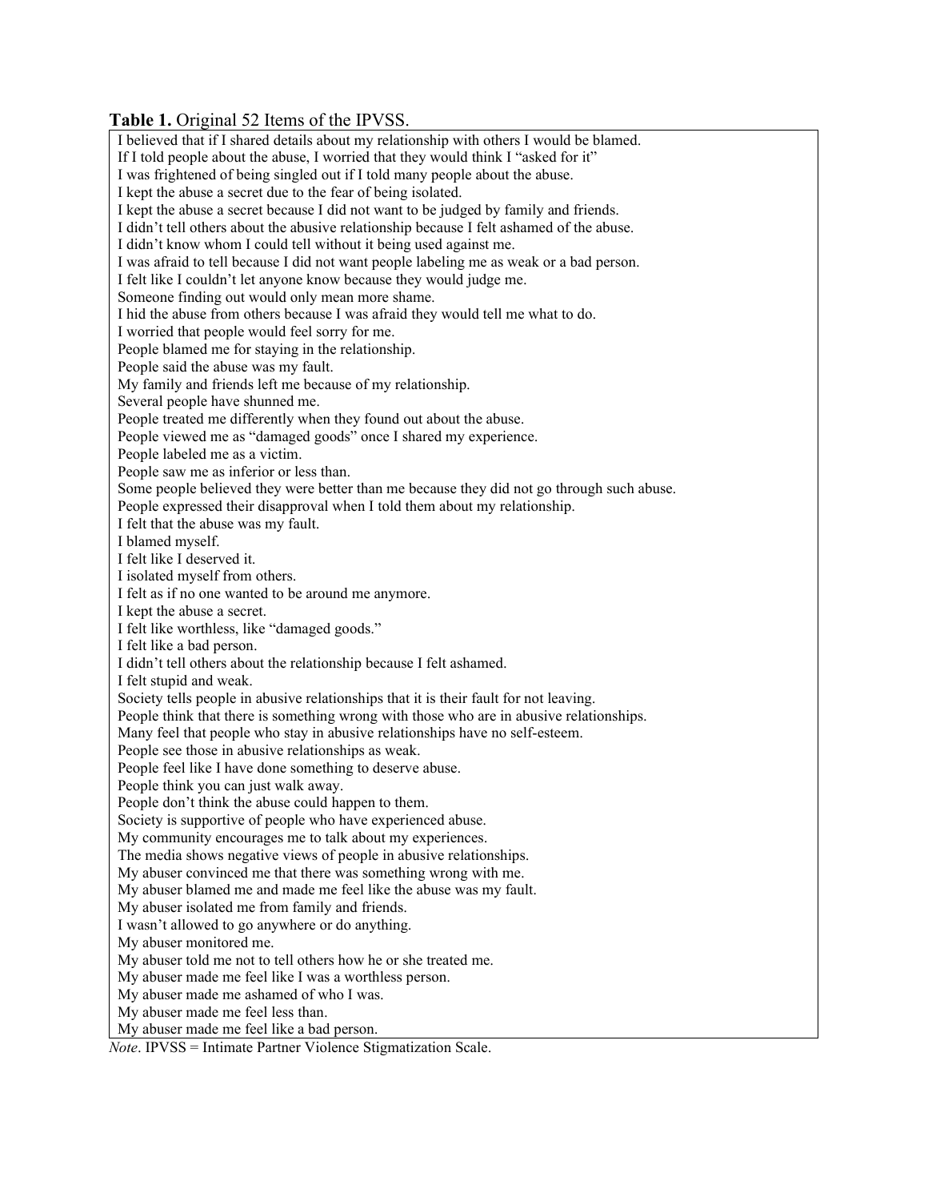**Table 1.** Original 52 Items of the IPVSS.

| |
|---|
| I believed that if I shared details about my relationship with others I would be blamed. |
| If I told people about the abuse, I worried that they would think I "asked for it" |
| I was frightened of being singled out if I told many people about the abuse. |
| I kept the abuse a secret due to the fear of being isolated. |
| I kept the abuse a secret because I did not want to be judged by family and friends. |
| I didn't tell others about the abusive relationship because I felt ashamed of the abuse. |
| I didn't know whom I could tell without it being used against me. |
| I was afraid to tell because I did not want people labeling me as weak or a bad person. |
| I felt like I couldn't let anyone know because they would judge me. |
| Someone finding out would only mean more shame. |
| I hid the abuse from others because I was afraid they would tell me what to do. |
| I worried that people would feel sorry for me. |
| People blamed me for staying in the relationship. |
| People said the abuse was my fault. |
| My family and friends left me because of my relationship. |
| Several people have shunned me. |
| People treated me differently when they found out about the abuse. |
| People viewed me as "damaged goods" once I shared my experience. |
| People labeled me as a victim. |
| People saw me as inferior or less than. |
| Some people believed they were better than me because they did not go through such abuse. |
| People expressed their disapproval when I told them about my relationship. |
| I felt that the abuse was my fault. |
| I blamed myself. |
| I felt like I deserved it. |
| I isolated myself from others. |
| I felt as if no one wanted to be around me anymore. |
| I kept the abuse a secret. |
| I felt like worthless, like "damaged goods." |
| I felt like a bad person. |
| I didn't tell others about the relationship because I felt ashamed. |
| I felt stupid and weak. |
| Society tells people in abusive relationships that it is their fault for not leaving. |
| People think that there is something wrong with those who are in abusive relationships. |
| Many feel that people who stay in abusive relationships have no self-esteem. |
| People see those in abusive relationships as weak. |
| People feel like I have done something to deserve abuse. |
| People think you can just walk away. |
| People don't think the abuse could happen to them. |
| Society is supportive of people who have experienced abuse. |
| My community encourages me to talk about my experiences. |
| The media shows negative views of people in abusive relationships. |
| My abuser convinced me that there was something wrong with me. |
| My abuser blamed me and made me feel like the abuse was my fault. |
| My abuser isolated me from family and friends. |
| I wasn't allowed to go anywhere or do anything. |
| My abuser monitored me. |
| My abuser told me not to tell others how he or she treated me. |
| My abuser made me feel like I was a worthless person. |
| My abuser made me ashamed of who I was. |
| My abuser made me feel less than. |
| My abuser made me feel like a bad person. |

*Note*. IPVSS = Intimate Partner Violence Stigmatization Scale.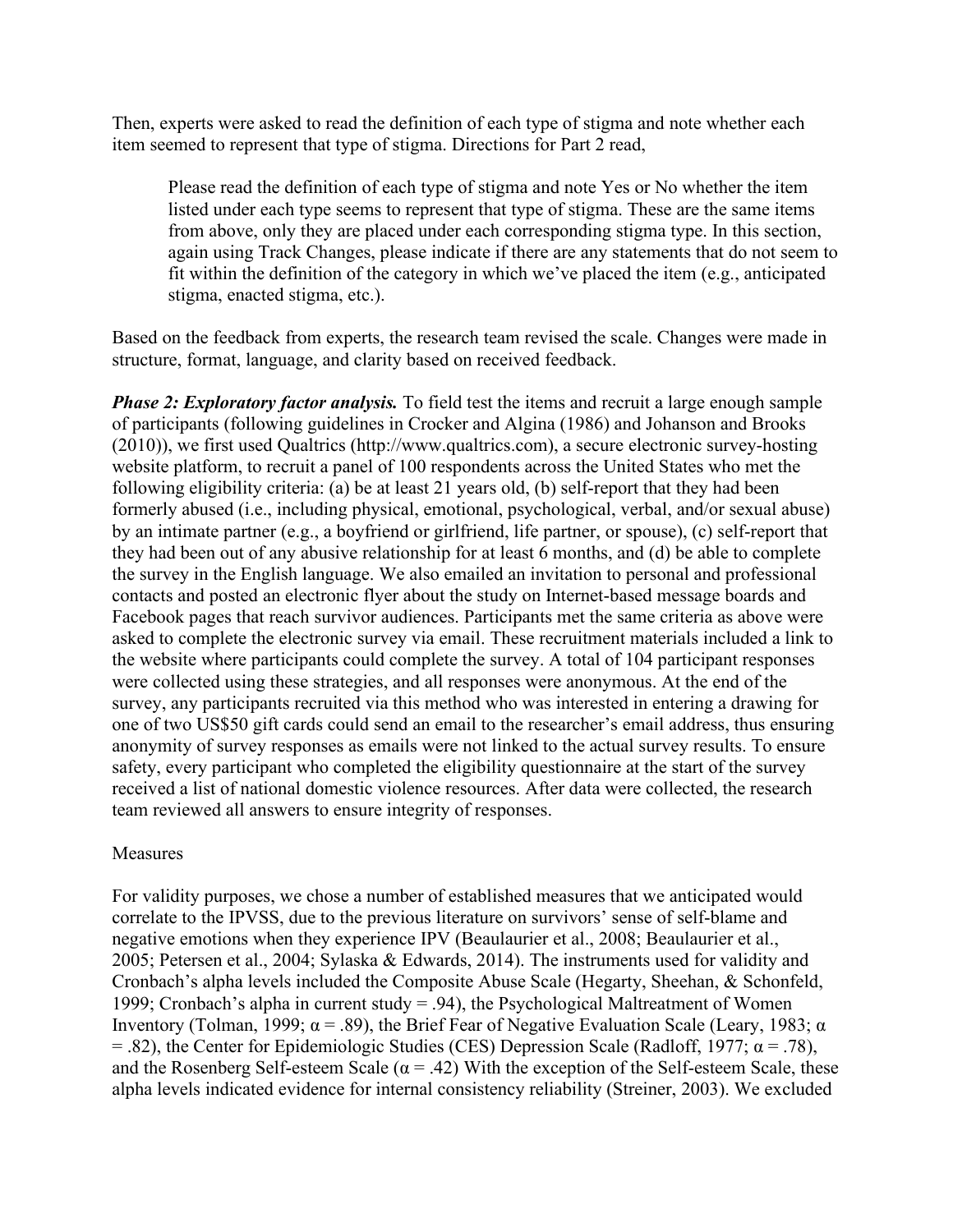Then, experts were asked to read the definition of each type of stigma and note whether each item seemed to represent that type of stigma. Directions for Part 2 read,

> Please read the definition of each type of stigma and note Yes or No whether the item listed under each type seems to represent that type of stigma. These are the same items from above, only they are placed under each corresponding stigma type. In this section, again using Track Changes, please indicate if there are any statements that do not seem to fit within the definition of the category in which we've placed the item (e.g., anticipated stigma, enacted stigma, etc.).

Based on the feedback from experts, the research team revised the scale. Changes were made in structure, format, language, and clarity based on received feedback.

***Phase 2: Exploratory factor analysis.*** To field test the items and recruit a large enough sample of participants (following guidelines in Crocker and Algina (1986) and Johanson and Brooks (2010)), we first used Qualtrics (http://www.qualtrics.com), a secure electronic survey-hosting website platform, to recruit a panel of 100 respondents across the United States who met the following eligibility criteria: (a) be at least 21 years old, (b) self-report that they had been formerly abused (i.e., including physical, emotional, psychological, verbal, and/or sexual abuse) by an intimate partner (e.g., a boyfriend or girlfriend, life partner, or spouse), (c) self-report that they had been out of any abusive relationship for at least 6 months, and (d) be able to complete the survey in the English language. We also emailed an invitation to personal and professional contacts and posted an electronic flyer about the study on Internet-based message boards and Facebook pages that reach survivor audiences. Participants met the same criteria as above were asked to complete the electronic survey via email. These recruitment materials included a link to the website where participants could complete the survey. A total of 104 participant responses were collected using these strategies, and all responses were anonymous. At the end of the survey, any participants recruited via this method who was interested in entering a drawing for one of two US$50 gift cards could send an email to the researcher's email address, thus ensuring anonymity of survey responses as emails were not linked to the actual survey results. To ensure safety, every participant who completed the eligibility questionnaire at the start of the survey received a list of national domestic violence resources. After data were collected, the research team reviewed all answers to ensure integrity of responses.

Measures

For validity purposes, we chose a number of established measures that we anticipated would correlate to the IPVSS, due to the previous literature on survivors' sense of self-blame and negative emotions when they experience IPV (Beaulaurier et al., 2008; Beaulaurier et al., 2005; Petersen et al., 2004; Sylaska & Edwards, 2014). The instruments used for validity and Cronbach's alpha levels included the Composite Abuse Scale (Hegarty, Sheehan, & Schonfeld, 1999; Cronbach's alpha in current study = .94), the Psychological Maltreatment of Women Inventory (Tolman, 1999; $\alpha = .89$), the Brief Fear of Negative Evaluation Scale (Leary, 1983; $\alpha = .82$), the Center for Epidemiologic Studies (CES) Depression Scale (Radloff, 1977; $\alpha = .78$), and the Rosenberg Self-esteem Scale ($\alpha = .42$) With the exception of the Self-esteem Scale, these alpha levels indicated evidence for internal consistency reliability (Streiner, 2003). We excluded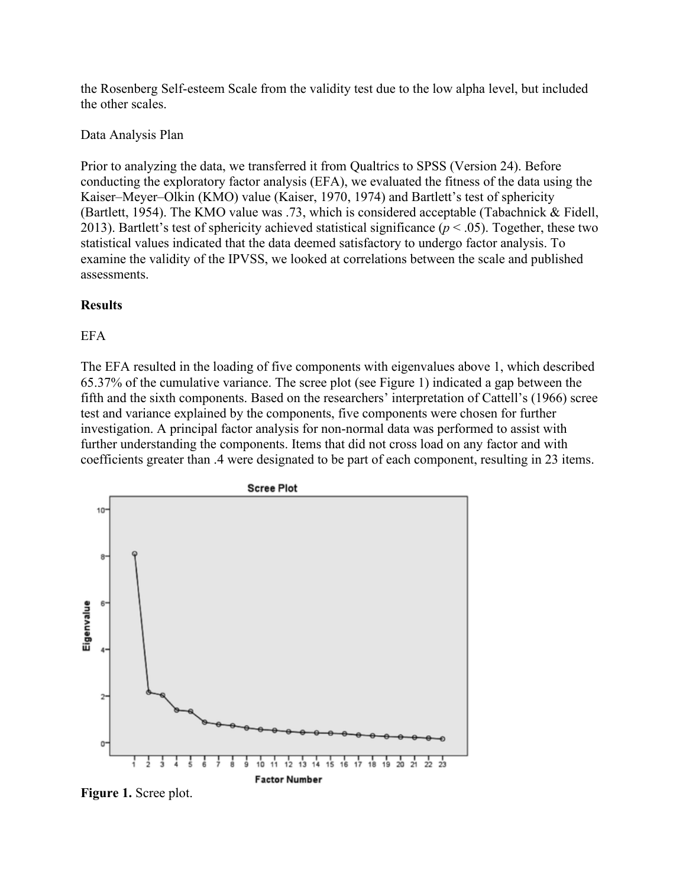the Rosenberg Self-esteem Scale from the validity test due to the low alpha level, but included the other scales.

Data Analysis Plan

Prior to analyzing the data, we transferred it from Qualtrics to SPSS (Version 24). Before conducting the exploratory factor analysis (EFA), we evaluated the fitness of the data using the Kaiser–Meyer–Olkin (KMO) value (Kaiser, 1970, 1974) and Bartlett's test of sphericity (Bartlett, 1954). The KMO value was .73, which is considered acceptable (Tabachnick & Fidell, 2013). Bartlett's test of sphericity achieved statistical significance ($p < .05$). Together, these two statistical values indicated that the data deemed satisfactory to undergo factor analysis. To examine the validity of the IPVSS, we looked at correlations between the scale and published assessments.

**Results**

EFA

The EFA resulted in the loading of five components with eigenvalues above 1, which described 65.37% of the cumulative variance. The scree plot (see Figure 1) indicated a gap between the fifth and the sixth components. Based on the researchers' interpretation of Cattell's (1966) scree test and variance explained by the components, five components were chosen for further investigation. A principal factor analysis for non-normal data was performed to assist with further understanding the components. Items that did not cross load on any factor and with coefficients greater than .4 were designated to be part of each component, resulting in 23 items.

**Figure 1.** Scree plot.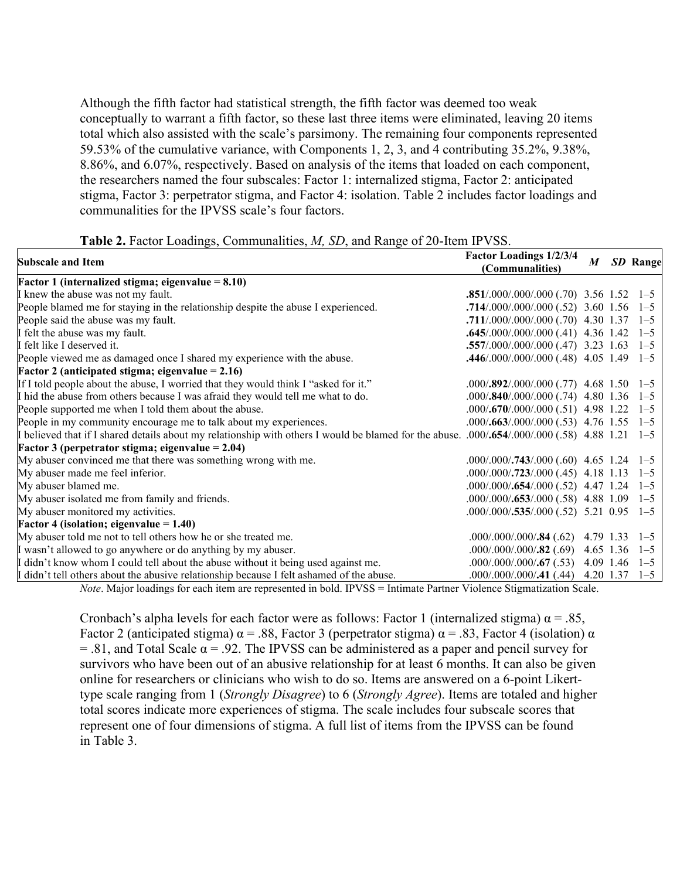Although the fifth factor had statistical strength, the fifth factor was deemed too weak conceptually to warrant a fifth factor, so these last three items were eliminated, leaving 20 items total which also assisted with the scale's parsimony. The remaining four components represented 59.53% of the cumulative variance, with Components 1, 2, 3, and 4 contributing 35.2%, 9.38%, 8.86%, and 6.07%, respectively. Based on analysis of the items that loaded on each component, the researchers named the four subscales: Factor 1: internalized stigma, Factor 2: anticipated stigma, Factor 3: perpetrator stigma, and Factor 4: isolation. Table 2 includes factor loadings and communalities for the IPVSS scale's four factors.

**Table 2.** Factor Loadings, Communalities, *M*, *SD*, and Range of 20-Item IPVSS.

| Subscale and Item | Factor Loadings 1/2/3/4 (Communalities) | *M* | *SD* | Range |
|---|---|---|---|---|
| **Factor 1 (internalized stigma; eigenvalue = 8.10)** | | | | |
| I knew the abuse was not my fault. | **.851**/.000/.000/.000 (.70) | 3.56 | 1.52 | 1–5 |
| People blamed me for staying in the relationship despite the abuse I experienced. | **.714**/.000/.000/.000 (.52) | 3.60 | 1.56 | 1–5 |
| People said the abuse was my fault. | **.711**/.000/.000/.000 (.70) | 4.30 | 1.37 | 1–5 |
| I felt the abuse was my fault. | **.645**/.000/.000/.000 (.41) | 4.36 | 1.42 | 1–5 |
| I felt like I deserved it. | **.557**/.000/.000/.000 (.47) | 3.23 | 1.63 | 1–5 |
| People viewed me as damaged once I shared my experience with the abuse. | **.446**/.000/.000/.000 (.48) | 4.05 | 1.49 | 1–5 |
| **Factor 2 (anticipated stigma; eigenvalue = 2.16)** | | | | |
| If I told people about the abuse, I worried that they would think I "asked for it." | .000/**.892**/.000/.000 (.77) | 4.68 | 1.50 | 1–5 |
| I hid the abuse from others because I was afraid they would tell me what to do. | .000/**.840**/.000/.000 (.74) | 4.80 | 1.36 | 1–5 |
| People supported me when I told them about the abuse. | .000/**.670**/.000/.000 (.51) | 4.98 | 1.22 | 1–5 |
| People in my community encourage me to talk about my experiences. | .000/**.663**/.000/.000 (.53) | 4.76 | 1.55 | 1–5 |
| I believed that if I shared details about my relationship with others I would be blamed for the abuse. | .000/**.654**/.000/.000 (.58) | 4.88 | 1.21 | 1–5 |
| **Factor 3 (perpetrator stigma; eigenvalue = 2.04)** | | | | |
| My abuser convinced me that there was something wrong with me. | .000/.000/**.743**/.000 (.60) | 4.65 | 1.24 | 1–5 |
| My abuser made me feel inferior. | .000/.000/**.723**/.000 (.45) | 4.18 | 1.13 | 1–5 |
| My abuser blamed me. | .000/.000/**.654**/.000 (.52) | 4.47 | 1.24 | 1–5 |
| My abuser isolated me from family and friends. | .000/.000/**.653**/.000 (.58) | 4.88 | 1.09 | 1–5 |
| My abuser monitored my activities. | .000/.000/**.535**/.000 (.52) | 5.21 | 0.95 | 1–5 |
| **Factor 4 (isolation; eigenvalue = 1.40)** | | | | |
| My abuser told me not to tell others how he or she treated me. | .000/.000/.000/**.84** (.62) | 4.79 | 1.33 | 1–5 |
| I wasn't allowed to go anywhere or do anything by my abuser. | .000/.000/.000/**.82** (.69) | 4.65 | 1.36 | 1–5 |
| I didn't know whom I could tell about the abuse without it being used against me. | .000/.000/.000/**.67** (.53) | 4.09 | 1.46 | 1–5 |
| I didn't tell others about the abusive relationship because I felt ashamed of the abuse. | .000/.000/.000/**.41** (.44) | 4.20 | 1.37 | 1–5 |

*Note*. Major loadings for each item are represented in bold. IPVSS = Intimate Partner Violence Stigmatization Scale.

Cronbach's alpha levels for each factor were as follows: Factor 1 (internalized stigma) $\alpha = .85$, Factor 2 (anticipated stigma) $\alpha = .88$, Factor 3 (perpetrator stigma) $\alpha = .83$, Factor 4 (isolation) $\alpha = .81$, and Total Scale $\alpha = .92$. The IPVSS can be administered as a paper and pencil survey for survivors who have been out of an abusive relationship for at least 6 months. It can also be given online for researchers or clinicians who wish to do so. Items are answered on a 6-point Likert-type scale ranging from 1 (*Strongly Disagree*) to 6 (*Strongly Agree*). Items are totaled and higher total scores indicate more experiences of stigma. The scale includes four subscale scores that represent one of four dimensions of stigma. A full list of items from the IPVSS can be found in Table 3.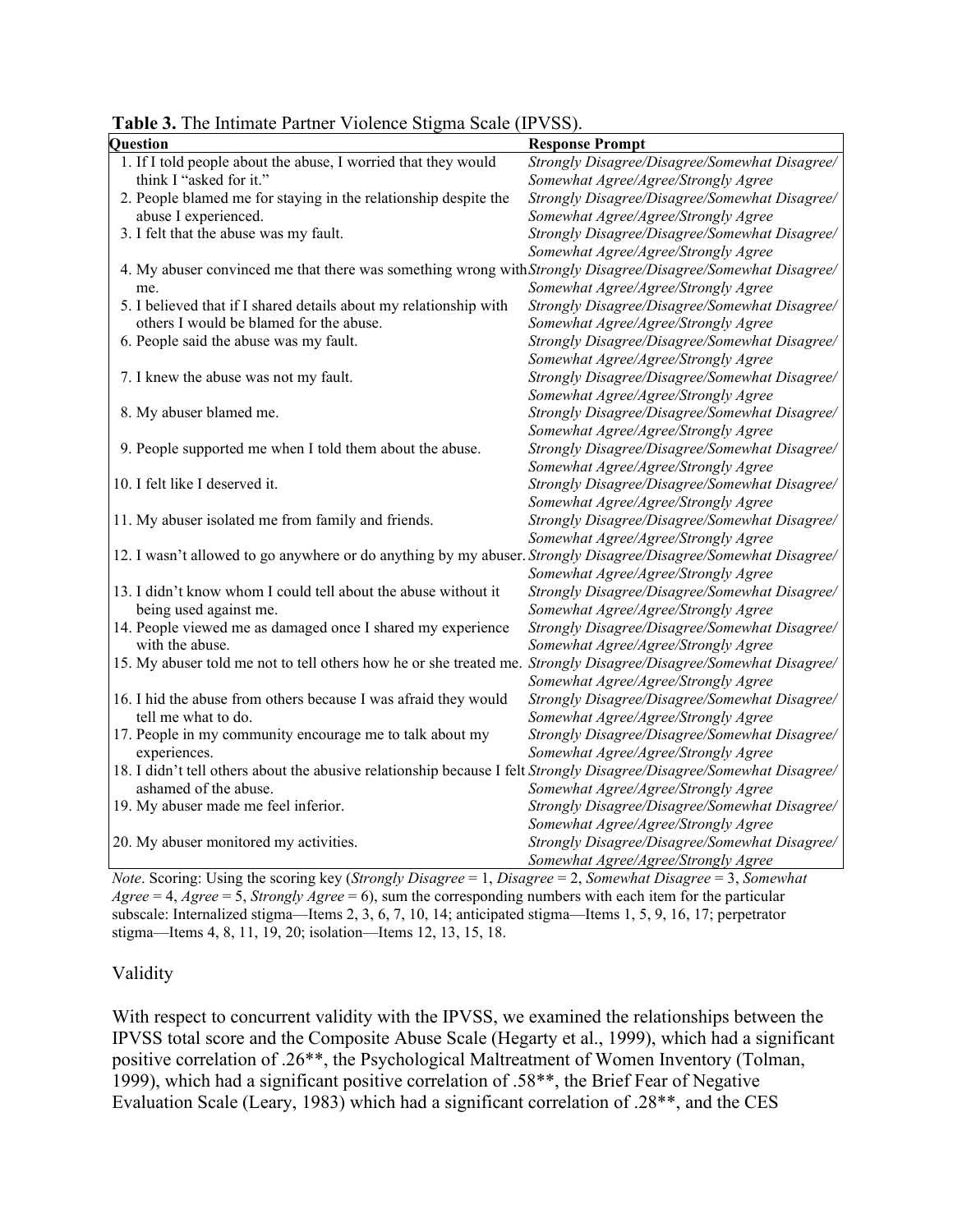**Table 3.** The Intimate Partner Violence Stigma Scale (IPVSS).

| Question | Response Prompt |
|---|---|
| 1. If I told people about the abuse, I worried that they would think I "asked for it." | *Strongly Disagree/Disagree/Somewhat Disagree/ Somewhat Agree/Agree/Strongly Agree* |
| 2. People blamed me for staying in the relationship despite the abuse I experienced. | *Strongly Disagree/Disagree/Somewhat Disagree/ Somewhat Agree/Agree/Strongly Agree* |
| 3. I felt that the abuse was my fault. | *Strongly Disagree/Disagree/Somewhat Disagree/ Somewhat Agree/Agree/Strongly Agree* |
| 4. My abuser convinced me that there was something wrong with me. | *Strongly Disagree/Disagree/Somewhat Disagree/ Somewhat Agree/Agree/Strongly Agree* |
| 5. I believed that if I shared details about my relationship with others I would be blamed for the abuse. | *Strongly Disagree/Disagree/Somewhat Disagree/ Somewhat Agree/Agree/Strongly Agree* |
| 6. People said the abuse was my fault. | *Strongly Disagree/Disagree/Somewhat Disagree/ Somewhat Agree/Agree/Strongly Agree* |
| 7. I knew the abuse was not my fault. | *Strongly Disagree/Disagree/Somewhat Disagree/ Somewhat Agree/Agree/Strongly Agree* |
| 8. My abuser blamed me. | *Strongly Disagree/Disagree/Somewhat Disagree/ Somewhat Agree/Agree/Strongly Agree* |
| 9. People supported me when I told them about the abuse. | *Strongly Disagree/Disagree/Somewhat Disagree/ Somewhat Agree/Agree/Strongly Agree* |
| 10. I felt like I deserved it. | *Strongly Disagree/Disagree/Somewhat Disagree/ Somewhat Agree/Agree/Strongly Agree* |
| 11. My abuser isolated me from family and friends. | *Strongly Disagree/Disagree/Somewhat Disagree/ Somewhat Agree/Agree/Strongly Agree* |
| 12. I wasn't allowed to go anywhere or do anything by my abuser. | *Strongly Disagree/Disagree/Somewhat Disagree/ Somewhat Agree/Agree/Strongly Agree* |
| 13. I didn't know whom I could tell about the abuse without it being used against me. | *Strongly Disagree/Disagree/Somewhat Disagree/ Somewhat Agree/Agree/Strongly Agree* |
| 14. People viewed me as damaged once I shared my experience with the abuse. | *Strongly Disagree/Disagree/Somewhat Disagree/ Somewhat Agree/Agree/Strongly Agree* |
| 15. My abuser told me not to tell others how he or she treated me. | *Strongly Disagree/Disagree/Somewhat Disagree/ Somewhat Agree/Agree/Strongly Agree* |
| 16. I hid the abuse from others because I was afraid they would tell me what to do. | *Strongly Disagree/Disagree/Somewhat Disagree/ Somewhat Agree/Agree/Strongly Agree* |
| 17. People in my community encourage me to talk about my experiences. | *Strongly Disagree/Disagree/Somewhat Disagree/ Somewhat Agree/Agree/Strongly Agree* |
| 18. I didn't tell others about the abusive relationship because I felt ashamed of the abuse. | *Strongly Disagree/Disagree/Somewhat Disagree/ Somewhat Agree/Agree/Strongly Agree* |
| 19. My abuser made me feel inferior. | *Strongly Disagree/Disagree/Somewhat Disagree/ Somewhat Agree/Agree/Strongly Agree* |
| 20. My abuser monitored my activities. | *Strongly Disagree/Disagree/Somewhat Disagree/ Somewhat Agree/Agree/Strongly Agree* |

*Note*. Scoring: Using the scoring key (*Strongly Disagree* = 1, *Disagree* = 2, *Somewhat Disagree* = 3, *Somewhat Agree* = 4, *Agree* = 5, *Strongly Agree* = 6), sum the corresponding numbers with each item for the particular subscale: Internalized stigma—Items 2, 3, 6, 7, 10, 14; anticipated stigma—Items 1, 5, 9, 16, 17; perpetrator stigma—Items 4, 8, 11, 19, 20; isolation—Items 12, 13, 15, 18.

## Validity

With respect to concurrent validity with the IPVSS, we examined the relationships between the IPVSS total score and the Composite Abuse Scale (Hegarty et al., 1999), which had a significant positive correlation of .26**, the Psychological Maltreatment of Women Inventory (Tolman, 1999), which had a significant positive correlation of .58**, the Brief Fear of Negative Evaluation Scale (Leary, 1983) which had a significant correlation of .28**, and the CES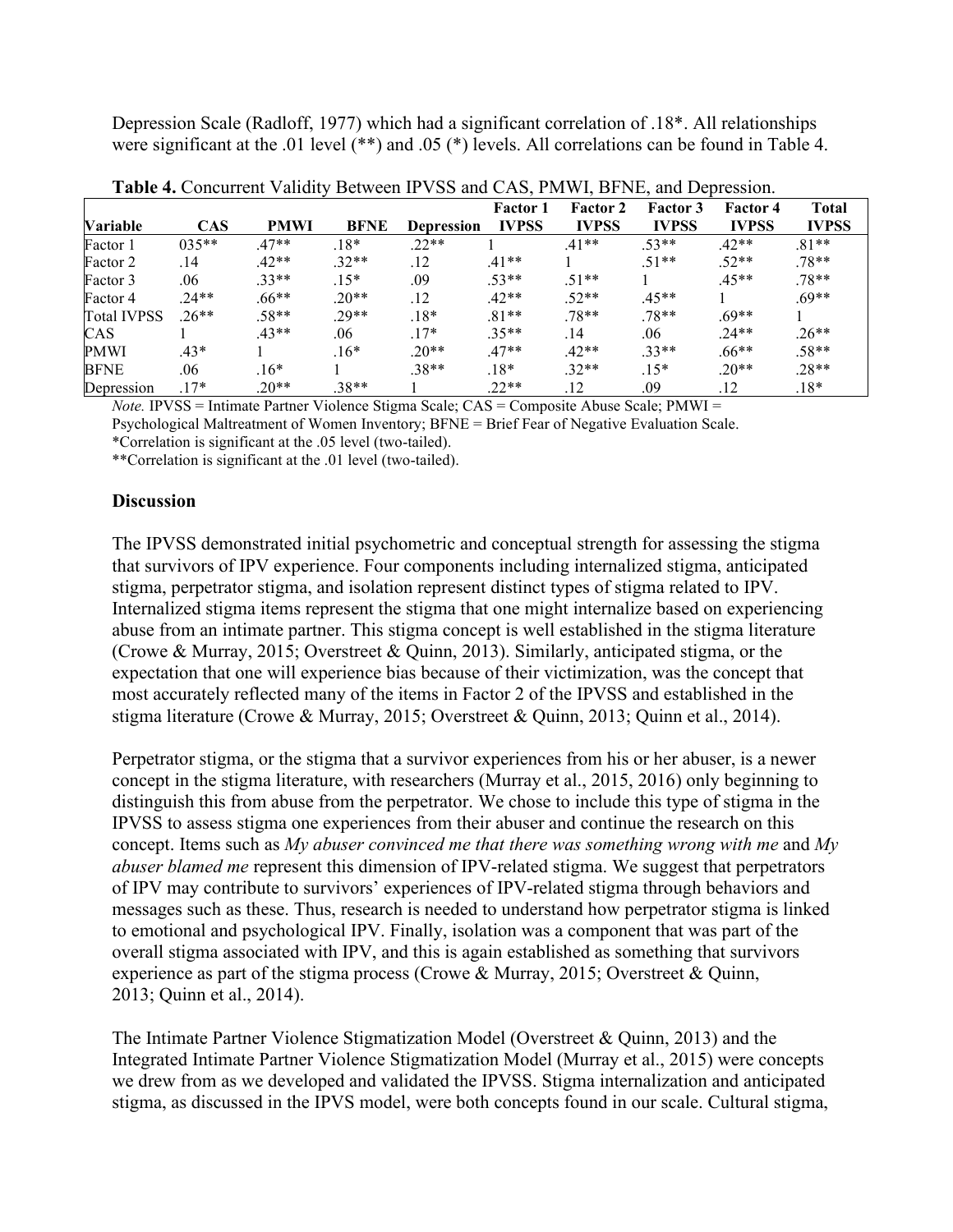Depression Scale (Radloff, 1977) which had a significant correlation of .18*. All relationships were significant at the .01 level (**) and .05 (*) levels. All correlations can be found in Table 4.

**Table 4.** Concurrent Validity Between IPVSS and CAS, PMWI, BFNE, and Depression.

| Variable | CAS | PMWI | BFNE | Depression | Factor 1 IVPSS | Factor 2 IVPSS | Factor 3 IVPSS | Factor 4 IVPSS | Total IVPSS |
|---|---|---|---|---|---|---|---|---|---|
| Factor 1 | 035** | .47** | .18* | .22** | 1 | .41** | .53** | .42** | .81** |
| Factor 2 | .14 | .42** | .32** | .12 | .41** | 1 | .51** | .52** | .78** |
| Factor 3 | .06 | .33** | .15* | .09 | .53** | .51** | 1 | .45** | .78** |
| Factor 4 | .24** | .66** | .20** | .12 | .42** | .52** | .45** | 1 | .69** |
| Total IVPSS | .26** | .58** | .29** | .18* | .81** | .78** | .78** | .69** | 1 |
| CAS | 1 | .43** | .06 | .17* | .35** | .14 | .06 | .24** | .26** |
| PMWI | .43* | 1 | .16* | .20** | .47** | .42** | .33** | .66** | .58** |
| BFNE | .06 | .16* | 1 | .38** | .18* | .32** | .15* | .20** | .28** |
| Depression | .17* | .20** | .38** | 1 | .22** | .12 | .09 | .12 | .18* |

*Note.* IPVSS = Intimate Partner Violence Stigma Scale; CAS = Composite Abuse Scale; PMWI = Psychological Maltreatment of Women Inventory; BFNE = Brief Fear of Negative Evaluation Scale.
*Correlation is significant at the .05 level (two-tailed).
**Correlation is significant at the .01 level (two-tailed).

## Discussion

The IPVSS demonstrated initial psychometric and conceptual strength for assessing the stigma that survivors of IPV experience. Four components including internalized stigma, anticipated stigma, perpetrator stigma, and isolation represent distinct types of stigma related to IPV. Internalized stigma items represent the stigma that one might internalize based on experiencing abuse from an intimate partner. This stigma concept is well established in the stigma literature (Crowe & Murray, 2015; Overstreet & Quinn, 2013). Similarly, anticipated stigma, or the expectation that one will experience bias because of their victimization, was the concept that most accurately reflected many of the items in Factor 2 of the IPVSS and established in the stigma literature (Crowe & Murray, 2015; Overstreet & Quinn, 2013; Quinn et al., 2014).

Perpetrator stigma, or the stigma that a survivor experiences from his or her abuser, is a newer concept in the stigma literature, with researchers (Murray et al., 2015, 2016) only beginning to distinguish this from abuse from the perpetrator. We chose to include this type of stigma in the IPVSS to assess stigma one experiences from their abuser and continue the research on this concept. Items such as *My abuser convinced me that there was something wrong with me* and *My abuser blamed me* represent this dimension of IPV-related stigma. We suggest that perpetrators of IPV may contribute to survivors' experiences of IPV-related stigma through behaviors and messages such as these. Thus, research is needed to understand how perpetrator stigma is linked to emotional and psychological IPV. Finally, isolation was a component that was part of the overall stigma associated with IPV, and this is again established as something that survivors experience as part of the stigma process (Crowe & Murray, 2015; Overstreet & Quinn, 2013; Quinn et al., 2014).

The Intimate Partner Violence Stigmatization Model (Overstreet & Quinn, 2013) and the Integrated Intimate Partner Violence Stigmatization Model (Murray et al., 2015) were concepts we drew from as we developed and validated the IPVSS. Stigma internalization and anticipated stigma, as discussed in the IPVS model, were both concepts found in our scale. Cultural stigma,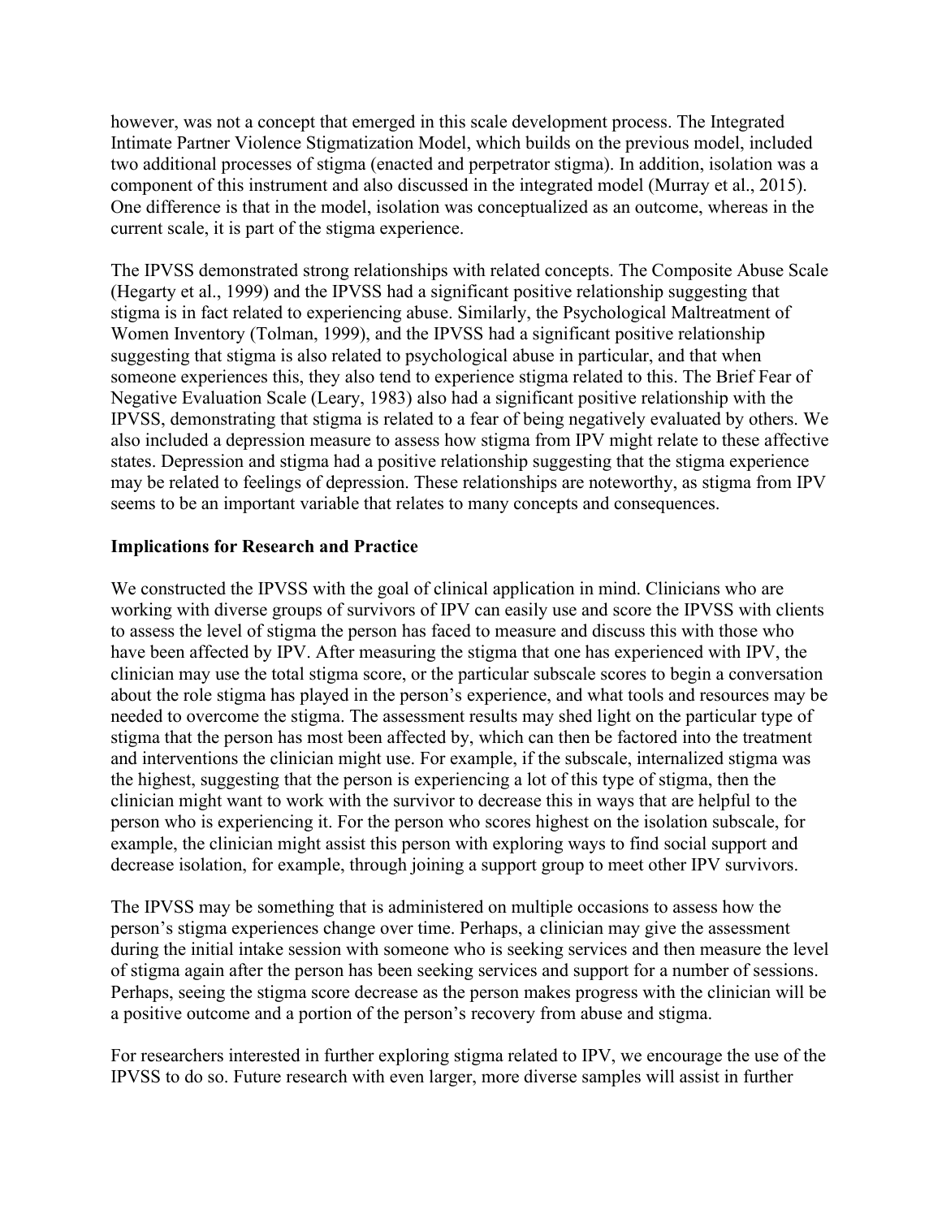however, was not a concept that emerged in this scale development process. The Integrated Intimate Partner Violence Stigmatization Model, which builds on the previous model, included two additional processes of stigma (enacted and perpetrator stigma). In addition, isolation was a component of this instrument and also discussed in the integrated model (Murray et al., 2015). One difference is that in the model, isolation was conceptualized as an outcome, whereas in the current scale, it is part of the stigma experience.

The IPVSS demonstrated strong relationships with related concepts. The Composite Abuse Scale (Hegarty et al., 1999) and the IPVSS had a significant positive relationship suggesting that stigma is in fact related to experiencing abuse. Similarly, the Psychological Maltreatment of Women Inventory (Tolman, 1999), and the IPVSS had a significant positive relationship suggesting that stigma is also related to psychological abuse in particular, and that when someone experiences this, they also tend to experience stigma related to this. The Brief Fear of Negative Evaluation Scale (Leary, 1983) also had a significant positive relationship with the IPVSS, demonstrating that stigma is related to a fear of being negatively evaluated by others. We also included a depression measure to assess how stigma from IPV might relate to these affective states. Depression and stigma had a positive relationship suggesting that the stigma experience may be related to feelings of depression. These relationships are noteworthy, as stigma from IPV seems to be an important variable that relates to many concepts and consequences.

**Implications for Research and Practice**

We constructed the IPVSS with the goal of clinical application in mind. Clinicians who are working with diverse groups of survivors of IPV can easily use and score the IPVSS with clients to assess the level of stigma the person has faced to measure and discuss this with those who have been affected by IPV. After measuring the stigma that one has experienced with IPV, the clinician may use the total stigma score, or the particular subscale scores to begin a conversation about the role stigma has played in the person's experience, and what tools and resources may be needed to overcome the stigma. The assessment results may shed light on the particular type of stigma that the person has most been affected by, which can then be factored into the treatment and interventions the clinician might use. For example, if the subscale, internalized stigma was the highest, suggesting that the person is experiencing a lot of this type of stigma, then the clinician might want to work with the survivor to decrease this in ways that are helpful to the person who is experiencing it. For the person who scores highest on the isolation subscale, for example, the clinician might assist this person with exploring ways to find social support and decrease isolation, for example, through joining a support group to meet other IPV survivors.

The IPVSS may be something that is administered on multiple occasions to assess how the person's stigma experiences change over time. Perhaps, a clinician may give the assessment during the initial intake session with someone who is seeking services and then measure the level of stigma again after the person has been seeking services and support for a number of sessions. Perhaps, seeing the stigma score decrease as the person makes progress with the clinician will be a positive outcome and a portion of the person's recovery from abuse and stigma.

For researchers interested in further exploring stigma related to IPV, we encourage the use of the IPVSS to do so. Future research with even larger, more diverse samples will assist in further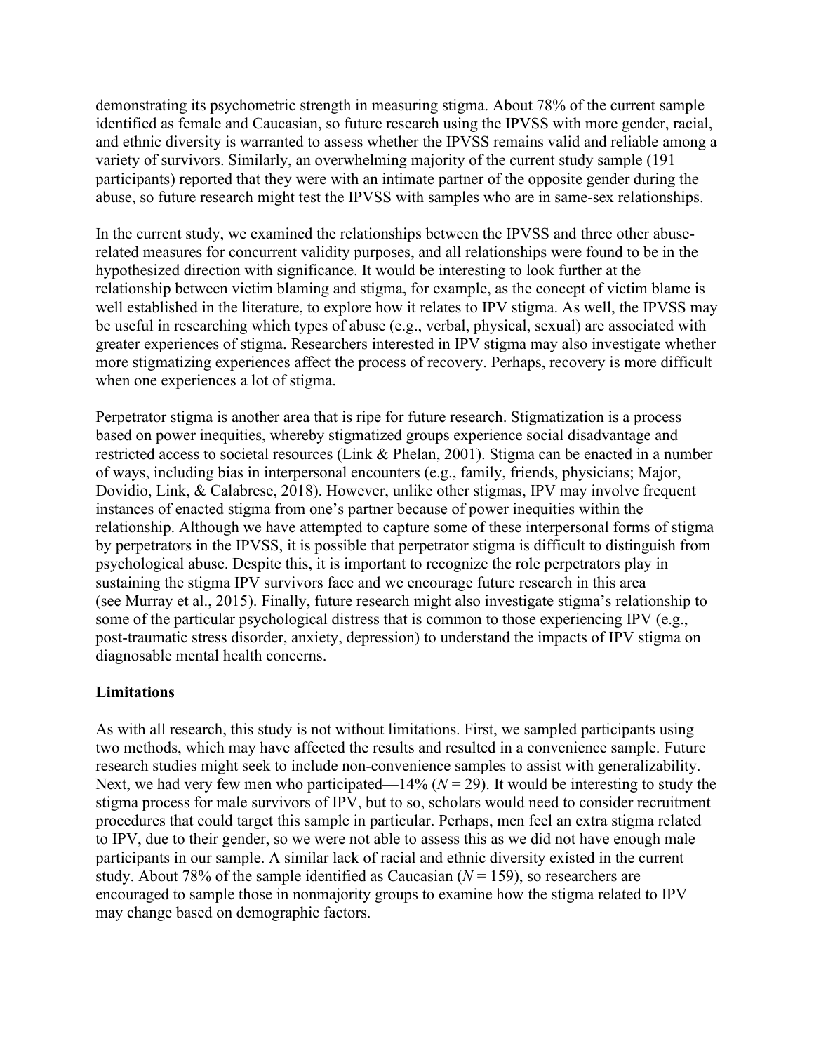demonstrating its psychometric strength in measuring stigma. About 78% of the current sample identified as female and Caucasian, so future research using the IPVSS with more gender, racial, and ethnic diversity is warranted to assess whether the IPVSS remains valid and reliable among a variety of survivors. Similarly, an overwhelming majority of the current study sample (191 participants) reported that they were with an intimate partner of the opposite gender during the abuse, so future research might test the IPVSS with samples who are in same-sex relationships.

In the current study, we examined the relationships between the IPVSS and three other abuse-related measures for concurrent validity purposes, and all relationships were found to be in the hypothesized direction with significance. It would be interesting to look further at the relationship between victim blaming and stigma, for example, as the concept of victim blame is well established in the literature, to explore how it relates to IPV stigma. As well, the IPVSS may be useful in researching which types of abuse (e.g., verbal, physical, sexual) are associated with greater experiences of stigma. Researchers interested in IPV stigma may also investigate whether more stigmatizing experiences affect the process of recovery. Perhaps, recovery is more difficult when one experiences a lot of stigma.

Perpetrator stigma is another area that is ripe for future research. Stigmatization is a process based on power inequities, whereby stigmatized groups experience social disadvantage and restricted access to societal resources (Link & Phelan, 2001). Stigma can be enacted in a number of ways, including bias in interpersonal encounters (e.g., family, friends, physicians; Major, Dovidio, Link, & Calabrese, 2018). However, unlike other stigmas, IPV may involve frequent instances of enacted stigma from one's partner because of power inequities within the relationship. Although we have attempted to capture some of these interpersonal forms of stigma by perpetrators in the IPVSS, it is possible that perpetrator stigma is difficult to distinguish from psychological abuse. Despite this, it is important to recognize the role perpetrators play in sustaining the stigma IPV survivors face and we encourage future research in this area (see Murray et al., 2015). Finally, future research might also investigate stigma's relationship to some of the particular psychological distress that is common to those experiencing IPV (e.g., post-traumatic stress disorder, anxiety, depression) to understand the impacts of IPV stigma on diagnosable mental health concerns.

### Limitations

As with all research, this study is not without limitations. First, we sampled participants using two methods, which may have affected the results and resulted in a convenience sample. Future research studies might seek to include non-convenience samples to assist with generalizability. Next, we had very few men who participated—14% ($N = 29$). It would be interesting to study the stigma process for male survivors of IPV, but to so, scholars would need to consider recruitment procedures that could target this sample in particular. Perhaps, men feel an extra stigma related to IPV, due to their gender, so we were not able to assess this as we did not have enough male participants in our sample. A similar lack of racial and ethnic diversity existed in the current study. About 78% of the sample identified as Caucasian ($N = 159$), so researchers are encouraged to sample those in nonmajority groups to examine how the stigma related to IPV may change based on demographic factors.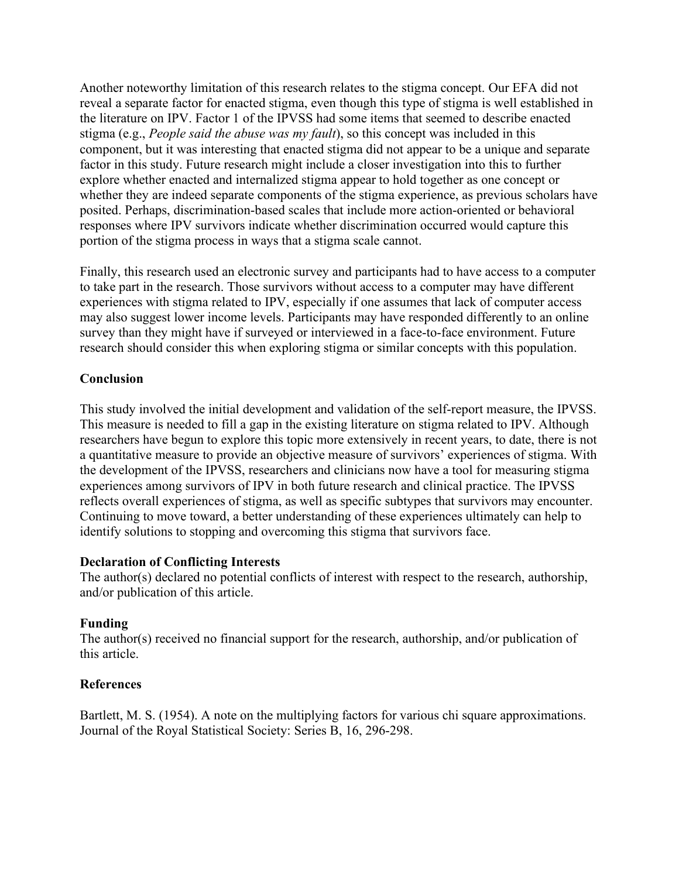Another noteworthy limitation of this research relates to the stigma concept. Our EFA did not reveal a separate factor for enacted stigma, even though this type of stigma is well established in the literature on IPV. Factor 1 of the IPVSS had some items that seemed to describe enacted stigma (e.g., *People said the abuse was my fault*), so this concept was included in this component, but it was interesting that enacted stigma did not appear to be a unique and separate factor in this study. Future research might include a closer investigation into this to further explore whether enacted and internalized stigma appear to hold together as one concept or whether they are indeed separate components of the stigma experience, as previous scholars have posited. Perhaps, discrimination-based scales that include more action-oriented or behavioral responses where IPV survivors indicate whether discrimination occurred would capture this portion of the stigma process in ways that a stigma scale cannot.

Finally, this research used an electronic survey and participants had to have access to a computer to take part in the research. Those survivors without access to a computer may have different experiences with stigma related to IPV, especially if one assumes that lack of computer access may also suggest lower income levels. Participants may have responded differently to an online survey than they might have if surveyed or interviewed in a face-to-face environment. Future research should consider this when exploring stigma or similar concepts with this population.

### Conclusion

This study involved the initial development and validation of the self-report measure, the IPVSS. This measure is needed to fill a gap in the existing literature on stigma related to IPV. Although researchers have begun to explore this topic more extensively in recent years, to date, there is not a quantitative measure to provide an objective measure of survivors' experiences of stigma. With the development of the IPVSS, researchers and clinicians now have a tool for measuring stigma experiences among survivors of IPV in both future research and clinical practice. The IPVSS reflects overall experiences of stigma, as well as specific subtypes that survivors may encounter. Continuing to move toward, a better understanding of these experiences ultimately can help to identify solutions to stopping and overcoming this stigma that survivors face.

### Declaration of Conflicting Interests

The author(s) declared no potential conflicts of interest with respect to the research, authorship, and/or publication of this article.

### Funding

The author(s) received no financial support for the research, authorship, and/or publication of this article.

### References

Bartlett, M. S. (1954). A note on the multiplying factors for various chi square approximations. Journal of the Royal Statistical Society: Series B, 16, 296-298.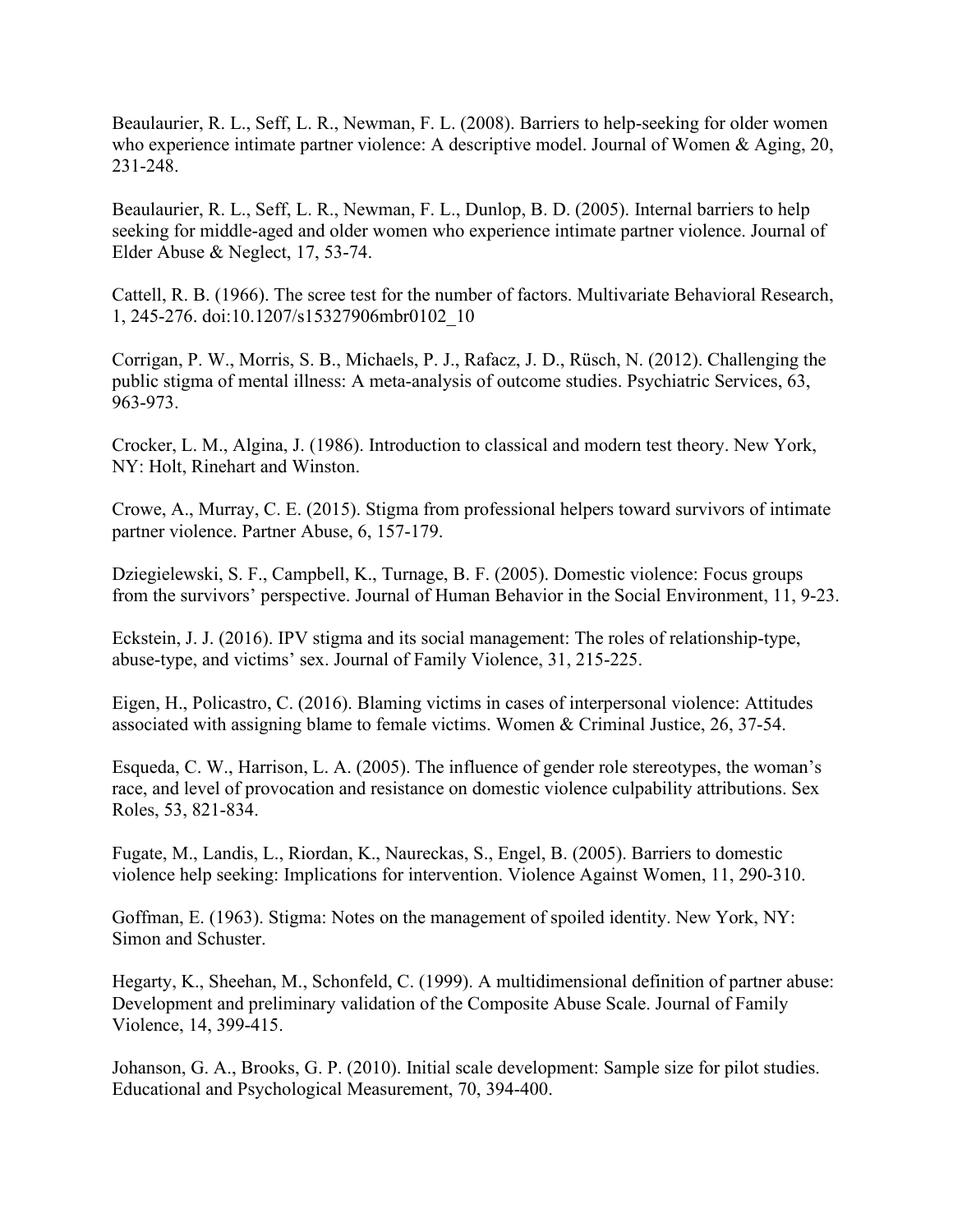Beaulaurier, R. L., Seff, L. R., Newman, F. L. (2008). Barriers to help-seeking for older women who experience intimate partner violence: A descriptive model. Journal of Women & Aging, 20, 231-248.

Beaulaurier, R. L., Seff, L. R., Newman, F. L., Dunlop, B. D. (2005). Internal barriers to help seeking for middle-aged and older women who experience intimate partner violence. Journal of Elder Abuse & Neglect, 17, 53-74.

Cattell, R. B. (1966). The scree test for the number of factors. Multivariate Behavioral Research, 1, 245-276. doi:10.1207/s15327906mbr0102_10

Corrigan, P. W., Morris, S. B., Michaels, P. J., Rafacz, J. D., Rüsch, N. (2012). Challenging the public stigma of mental illness: A meta-analysis of outcome studies. Psychiatric Services, 63, 963-973.

Crocker, L. M., Algina, J. (1986). Introduction to classical and modern test theory. New York, NY: Holt, Rinehart and Winston.

Crowe, A., Murray, C. E. (2015). Stigma from professional helpers toward survivors of intimate partner violence. Partner Abuse, 6, 157-179.

Dziegielewski, S. F., Campbell, K., Turnage, B. F. (2005). Domestic violence: Focus groups from the survivors' perspective. Journal of Human Behavior in the Social Environment, 11, 9-23.

Eckstein, J. J. (2016). IPV stigma and its social management: The roles of relationship-type, abuse-type, and victims' sex. Journal of Family Violence, 31, 215-225.

Eigen, H., Policastro, C. (2016). Blaming victims in cases of interpersonal violence: Attitudes associated with assigning blame to female victims. Women & Criminal Justice, 26, 37-54.

Esqueda, C. W., Harrison, L. A. (2005). The influence of gender role stereotypes, the woman's race, and level of provocation and resistance on domestic violence culpability attributions. Sex Roles, 53, 821-834.

Fugate, M., Landis, L., Riordan, K., Naureckas, S., Engel, B. (2005). Barriers to domestic violence help seeking: Implications for intervention. Violence Against Women, 11, 290-310.

Goffman, E. (1963). Stigma: Notes on the management of spoiled identity. New York, NY: Simon and Schuster.

Hegarty, K., Sheehan, M., Schonfeld, C. (1999). A multidimensional definition of partner abuse: Development and preliminary validation of the Composite Abuse Scale. Journal of Family Violence, 14, 399-415.

Johanson, G. A., Brooks, G. P. (2010). Initial scale development: Sample size for pilot studies. Educational and Psychological Measurement, 70, 394-400.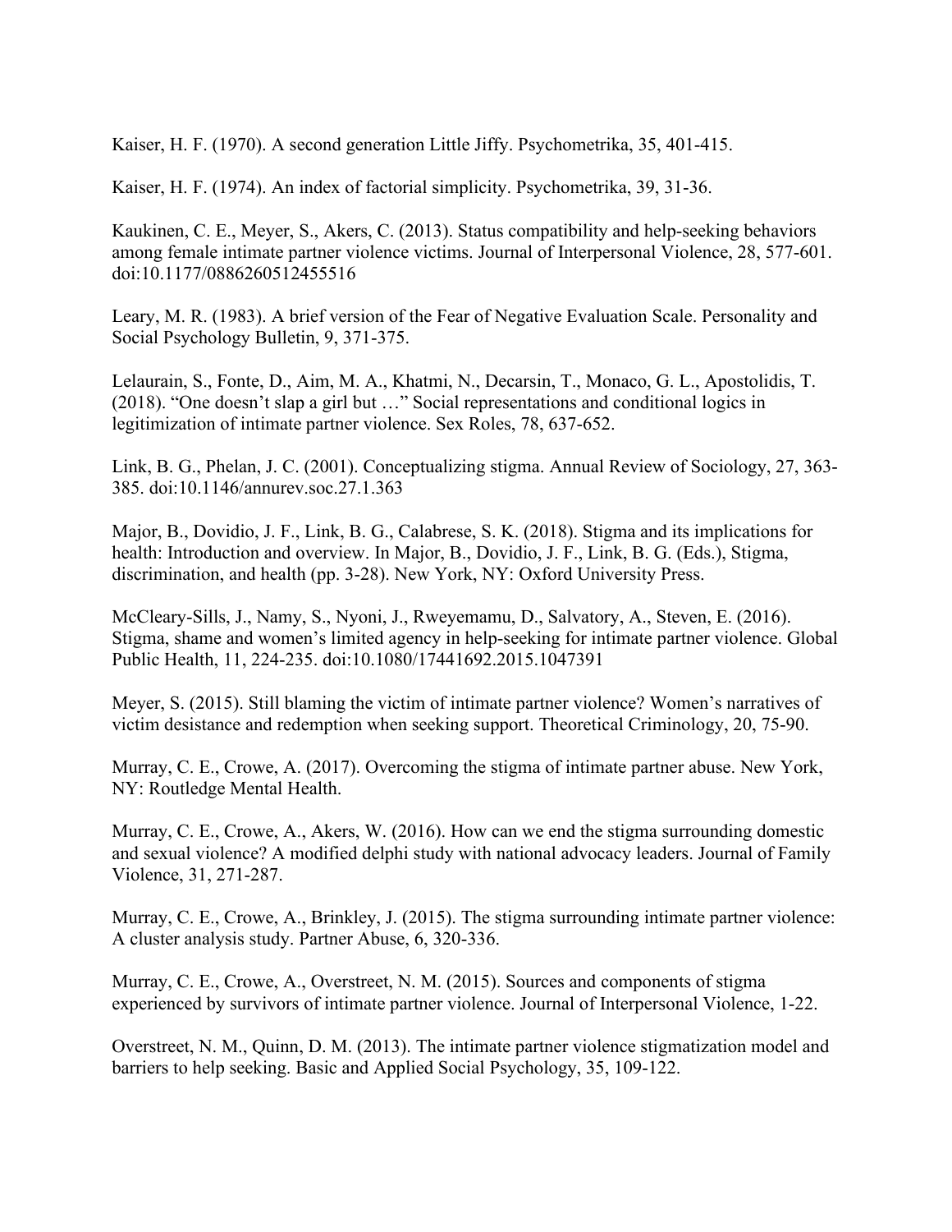Kaiser, H. F. (1970). A second generation Little Jiffy. Psychometrika, 35, 401-415.

Kaiser, H. F. (1974). An index of factorial simplicity. Psychometrika, 39, 31-36.

Kaukinen, C. E., Meyer, S., Akers, C. (2013). Status compatibility and help-seeking behaviors among female intimate partner violence victims. Journal of Interpersonal Violence, 28, 577-601. doi:10.1177/0886260512455516

Leary, M. R. (1983). A brief version of the Fear of Negative Evaluation Scale. Personality and Social Psychology Bulletin, 9, 371-375.

Lelaurain, S., Fonte, D., Aim, M. A., Khatmi, N., Decarsin, T., Monaco, G. L., Apostolidis, T. (2018). "One doesn't slap a girl but …" Social representations and conditional logics in legitimization of intimate partner violence. Sex Roles, 78, 637-652.

Link, B. G., Phelan, J. C. (2001). Conceptualizing stigma. Annual Review of Sociology, 27, 363-385. doi:10.1146/annurev.soc.27.1.363

Major, B., Dovidio, J. F., Link, B. G., Calabrese, S. K. (2018). Stigma and its implications for health: Introduction and overview. In Major, B., Dovidio, J. F., Link, B. G. (Eds.), Stigma, discrimination, and health (pp. 3-28). New York, NY: Oxford University Press.

McCleary-Sills, J., Namy, S., Nyoni, J., Rweyemamu, D., Salvatory, A., Steven, E. (2016). Stigma, shame and women's limited agency in help-seeking for intimate partner violence. Global Public Health, 11, 224-235. doi:10.1080/17441692.2015.1047391

Meyer, S. (2015). Still blaming the victim of intimate partner violence? Women's narratives of victim desistance and redemption when seeking support. Theoretical Criminology, 20, 75-90.

Murray, C. E., Crowe, A. (2017). Overcoming the stigma of intimate partner abuse. New York, NY: Routledge Mental Health.

Murray, C. E., Crowe, A., Akers, W. (2016). How can we end the stigma surrounding domestic and sexual violence? A modified delphi study with national advocacy leaders. Journal of Family Violence, 31, 271-287.

Murray, C. E., Crowe, A., Brinkley, J. (2015). The stigma surrounding intimate partner violence: A cluster analysis study. Partner Abuse, 6, 320-336.

Murray, C. E., Crowe, A., Overstreet, N. M. (2015). Sources and components of stigma experienced by survivors of intimate partner violence. Journal of Interpersonal Violence, 1-22.

Overstreet, N. M., Quinn, D. M. (2013). The intimate partner violence stigmatization model and barriers to help seeking. Basic and Applied Social Psychology, 35, 109-122.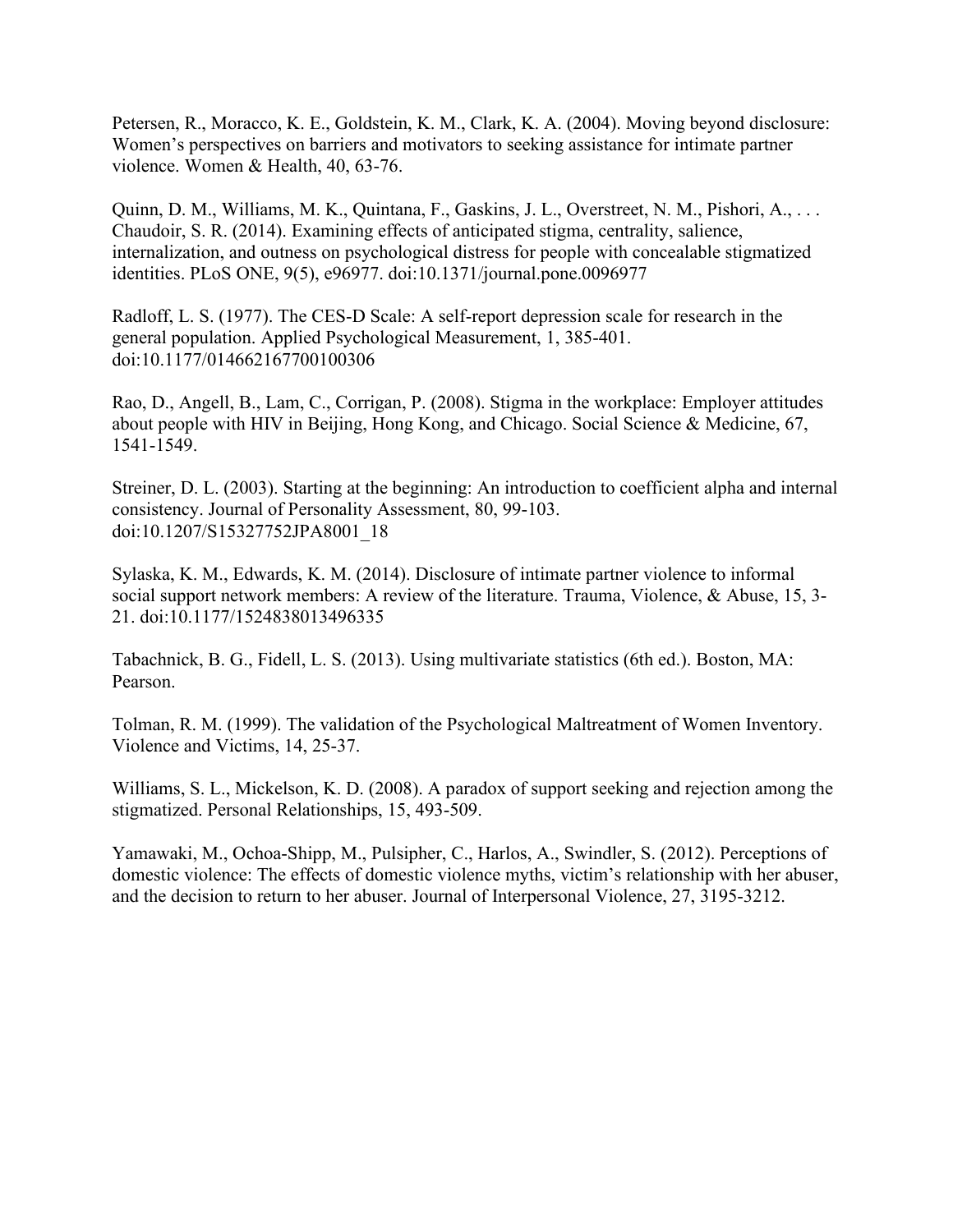Petersen, R., Moracco, K. E., Goldstein, K. M., Clark, K. A. (2004). Moving beyond disclosure: Women's perspectives on barriers and motivators to seeking assistance for intimate partner violence. Women & Health, 40, 63-76.

Quinn, D. M., Williams, M. K., Quintana, F., Gaskins, J. L., Overstreet, N. M., Pishori, A., . . . Chaudoir, S. R. (2014). Examining effects of anticipated stigma, centrality, salience, internalization, and outness on psychological distress for people with concealable stigmatized identities. PLoS ONE, 9(5), e96977. doi:10.1371/journal.pone.0096977

Radloff, L. S. (1977). The CES-D Scale: A self-report depression scale for research in the general population. Applied Psychological Measurement, 1, 385-401. doi:10.1177/014662167700100306

Rao, D., Angell, B., Lam, C., Corrigan, P. (2008). Stigma in the workplace: Employer attitudes about people with HIV in Beijing, Hong Kong, and Chicago. Social Science & Medicine, 67, 1541-1549.

Streiner, D. L. (2003). Starting at the beginning: An introduction to coefficient alpha and internal consistency. Journal of Personality Assessment, 80, 99-103. doi:10.1207/S15327752JPA8001_18

Sylaska, K. M., Edwards, K. M. (2014). Disclosure of intimate partner violence to informal social support network members: A review of the literature. Trauma, Violence, & Abuse, 15, 3-21. doi:10.1177/1524838013496335

Tabachnick, B. G., Fidell, L. S. (2013). Using multivariate statistics (6th ed.). Boston, MA: Pearson.

Tolman, R. M. (1999). The validation of the Psychological Maltreatment of Women Inventory. Violence and Victims, 14, 25-37.

Williams, S. L., Mickelson, K. D. (2008). A paradox of support seeking and rejection among the stigmatized. Personal Relationships, 15, 493-509.

Yamawaki, M., Ochoa-Shipp, M., Pulsipher, C., Harlos, A., Swindler, S. (2012). Perceptions of domestic violence: The effects of domestic violence myths, victim's relationship with her abuser, and the decision to return to her abuser. Journal of Interpersonal Violence, 27, 3195-3212.